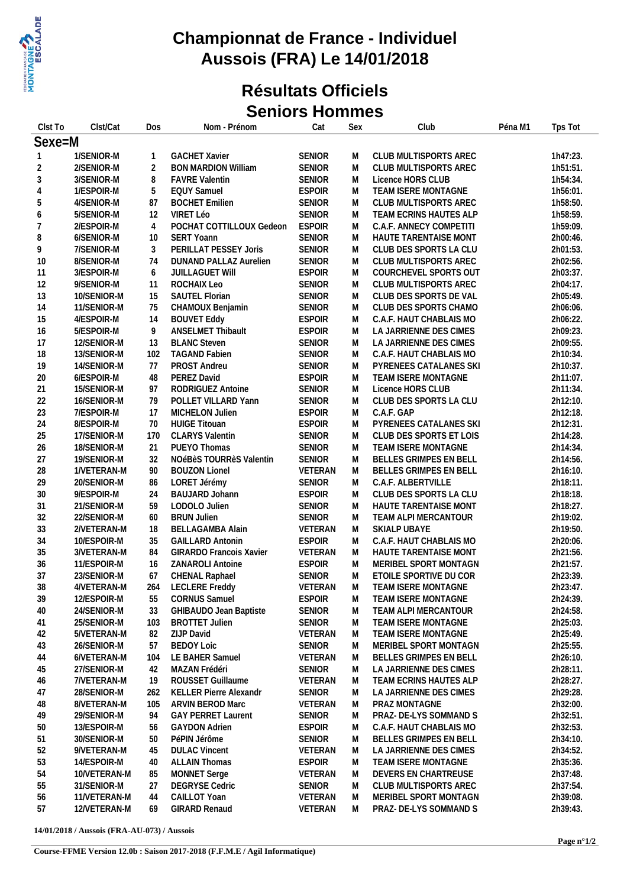# Championnat de France - Individuel
# Aussois (FRA) Le 14/01/2018

## Résultats Officiels
## Seniors Hommes

| Clst To | Clst/Cat | Dos | Nom - Prénom | Cat | Sex | Club | Péna M1 | Tps Tot |
|---|---|---|---|---|---|---|---|---|
| **Sexe=M** | | | | | | | | |
| 1 | 1/SENIOR-M | 1 | GACHET Xavier | SENIOR | M | CLUB MULTISPORTS AREC | | 1h47:23. |
| 2 | 2/SENIOR-M | 2 | BON MARDION William | SENIOR | M | CLUB MULTISPORTS AREC | | 1h51:51. |
| 3 | 3/SENIOR-M | 8 | FAVRE Valentin | SENIOR | M | Licence HORS CLUB | | 1h54:34. |
| 4 | 1/ESPOIR-M | 5 | EQUY Samuel | ESPOIR | M | TEAM ISERE MONTAGNE | | 1h56:01. |
| 5 | 4/SENIOR-M | 87 | BOCHET Emilien | SENIOR | M | CLUB MULTISPORTS AREC | | 1h58:50. |
| 6 | 5/SENIOR-M | 12 | VIRET Léo | SENIOR | M | TEAM ECRINS HAUTES ALP | | 1h58:59. |
| 7 | 2/ESPOIR-M | 4 | POCHAT COTTILLOUX Gedeon | ESPOIR | M | C.A.F. ANNECY COMPETITI | | 1h59:09. |
| 8 | 6/SENIOR-M | 10 | SERT Yoann | SENIOR | M | HAUTE TARENTAISE MONT | | 2h00:46. |
| 9 | 7/SENIOR-M | 3 | PERILLAT PESSEY Joris | SENIOR | M | CLUB DES SPORTS LA CLU | | 2h01:53. |
| 10 | 8/SENIOR-M | 74 | DUNAND PALLAZ Aurelien | SENIOR | M | CLUB MULTISPORTS AREC | | 2h02:56. |
| 11 | 3/ESPOIR-M | 6 | JUILLAGUET Will | ESPOIR | M | COURCHEVEL SPORTS OUT | | 2h03:37. |
| 12 | 9/SENIOR-M | 11 | ROCHAIX Leo | SENIOR | M | CLUB MULTISPORTS AREC | | 2h04:17. |
| 13 | 10/SENIOR-M | 15 | SAUTEL Florian | SENIOR | M | CLUB DES SPORTS DE VAL | | 2h05:49. |
| 14 | 11/SENIOR-M | 75 | CHAMOUX Benjamin | SENIOR | M | CLUB DES SPORTS CHAMO | | 2h06:06. |
| 15 | 4/ESPOIR-M | 14 | BOUVET Eddy | ESPOIR | M | C.A.F. HAUT CHABLAIS MO | | 2h06:22. |
| 16 | 5/ESPOIR-M | 9 | ANSELMET Thibault | ESPOIR | M | LA JARRIENNE DES CIMES | | 2h09:23. |
| 17 | 12/SENIOR-M | 13 | BLANC Steven | SENIOR | M | LA JARRIENNE DES CIMES | | 2h09:55. |
| 18 | 13/SENIOR-M | 102 | TAGAND Fabien | SENIOR | M | C.A.F. HAUT CHABLAIS MO | | 2h10:34. |
| 19 | 14/SENIOR-M | 77 | PROST Andreu | SENIOR | M | PYRENEES CATALANES SKI | | 2h10:37. |
| 20 | 6/ESPOIR-M | 48 | PEREZ David | ESPOIR | M | TEAM ISERE MONTAGNE | | 2h11:07. |
| 21 | 15/SENIOR-M | 97 | RODRIGUEZ Antoine | SENIOR | M | Licence HORS CLUB | | 2h11:34. |
| 22 | 16/SENIOR-M | 79 | POLLET VILLARD Yann | SENIOR | M | CLUB DES SPORTS LA CLU | | 2h12:10. |
| 23 | 7/ESPOIR-M | 17 | MICHELON Julien | ESPOIR | M | C.A.F. GAP | | 2h12:18. |
| 24 | 8/ESPOIR-M | 70 | HUIGE Titouan | ESPOIR | M | PYRENEES CATALANES SKI | | 2h12:31. |
| 25 | 17/SENIOR-M | 170 | CLARYS Valentin | SENIOR | M | CLUB DES SPORTS ET LOIS | | 2h14:28. |
| 26 | 18/SENIOR-M | 21 | PUEYO Thomas | SENIOR | M | TEAM ISERE MONTAGNE | | 2h14:34. |
| 27 | 19/SENIOR-M | 32 | NOéBèS TOURRèS Valentin | SENIOR | M | BELLES GRIMPES EN BELL | | 2h14:56. |
| 28 | 1/VETERAN-M | 90 | BOUZON Lionel | VETERAN | M | BELLES GRIMPES EN BELL | | 2h16:10. |
| 29 | 20/SENIOR-M | 86 | LORET Jérémy | SENIOR | M | C.A.F. ALBERTVILLE | | 2h18:11. |
| 30 | 9/ESPOIR-M | 24 | BAUJARD Johann | ESPOIR | M | CLUB DES SPORTS LA CLU | | 2h18:18. |
| 31 | 21/SENIOR-M | 59 | LODOLO Julien | SENIOR | M | HAUTE TARENTAISE MONT | | 2h18:27. |
| 32 | 22/SENIOR-M | 60 | BRUN Julien | SENIOR | M | TEAM ALPI MERCANTOUR | | 2h19:02. |
| 33 | 2/VETERAN-M | 18 | BELLAGAMBA Alain | VETERAN | M | SKIALP UBAYE | | 2h19:50. |
| 34 | 10/ESPOIR-M | 35 | GAILLARD Antonin | ESPOIR | M | C.A.F. HAUT CHABLAIS MO | | 2h20:06. |
| 35 | 3/VETERAN-M | 84 | GIRARDO Francois Xavier | VETERAN | M | HAUTE TARENTAISE MONT | | 2h21:56. |
| 36 | 11/ESPOIR-M | 16 | ZANAROLI Antoine | ESPOIR | M | MERIBEL SPORT MONTAGN | | 2h21:57. |
| 37 | 23/SENIOR-M | 67 | CHENAL Raphael | SENIOR | M | ETOILE SPORTIVE DU COR | | 2h23:39. |
| 38 | 4/VETERAN-M | 264 | LECLERE Freddy | VETERAN | M | TEAM ISERE MONTAGNE | | 2h23:47. |
| 39 | 12/ESPOIR-M | 55 | CORNUS Samuel | ESPOIR | M | TEAM ISERE MONTAGNE | | 2h24:39. |
| 40 | 24/SENIOR-M | 33 | GHIBAUDO Jean Baptiste | SENIOR | M | TEAM ALPI MERCANTOUR | | 2h24:58. |
| 41 | 25/SENIOR-M | 103 | BROTTET Julien | SENIOR | M | TEAM ISERE MONTAGNE | | 2h25:03. |
| 42 | 5/VETERAN-M | 82 | ZIJP David | VETERAN | M | TEAM ISERE MONTAGNE | | 2h25:49. |
| 43 | 26/SENIOR-M | 57 | BEDOY Loic | SENIOR | M | MERIBEL SPORT MONTAGN | | 2h25:55. |
| 44 | 6/VETERAN-M | 104 | LE BAHER Samuel | VETERAN | M | BELLES GRIMPES EN BELL | | 2h26:10. |
| 45 | 27/SENIOR-M | 42 | MAZAN Frédéri | SENIOR | M | LA JARRIENNE DES CIMES | | 2h28:11. |
| 46 | 7/VETERAN-M | 19 | ROUSSET Guillaume | VETERAN | M | TEAM ECRINS HAUTES ALP | | 2h28:27. |
| 47 | 28/SENIOR-M | 262 | KELLER Pierre Alexandr | SENIOR | M | LA JARRIENNE DES CIMES | | 2h29:28. |
| 48 | 8/VETERAN-M | 105 | ARVIN BEROD Marc | VETERAN | M | PRAZ MONTAGNE | | 2h32:00. |
| 49 | 29/SENIOR-M | 94 | GAY PERRET Laurent | SENIOR | M | PRAZ- DE-LYS SOMMAND S | | 2h32:51. |
| 50 | 13/ESPOIR-M | 56 | GAYDON Adrien | ESPOIR | M | C.A.F. HAUT CHABLAIS MO | | 2h32:53. |
| 51 | 30/SENIOR-M | 50 | PéPIN Jérôme | SENIOR | M | BELLES GRIMPES EN BELL | | 2h34:10. |
| 52 | 9/VETERAN-M | 45 | DULAC Vincent | VETERAN | M | LA JARRIENNE DES CIMES | | 2h34:52. |
| 53 | 14/ESPOIR-M | 40 | ALLAIN Thomas | ESPOIR | M | TEAM ISERE MONTAGNE | | 2h35:36. |
| 54 | 10/VETERAN-M | 85 | MONNET Serge | VETERAN | M | DEVERS EN CHARTREUSE | | 2h37:48. |
| 55 | 31/SENIOR-M | 27 | DEGRYSE Cedric | SENIOR | M | CLUB MULTISPORTS AREC | | 2h37:54. |
| 56 | 11/VETERAN-M | 44 | CAILLOT Yoan | VETERAN | M | MERIBEL SPORT MONTAGN | | 2h39:08. |
| 57 | 12/VETERAN-M | 69 | GIRARD Renaud | VETERAN | M | PRAZ- DE-LYS SOMMAND S | | 2h39:43. |

14/01/2018 / Aussois (FRA-AU-073) / Aussois

Course-FFME Version 12.0b : Saison 2017-2018 (F.F.M.E / Agil Informatique)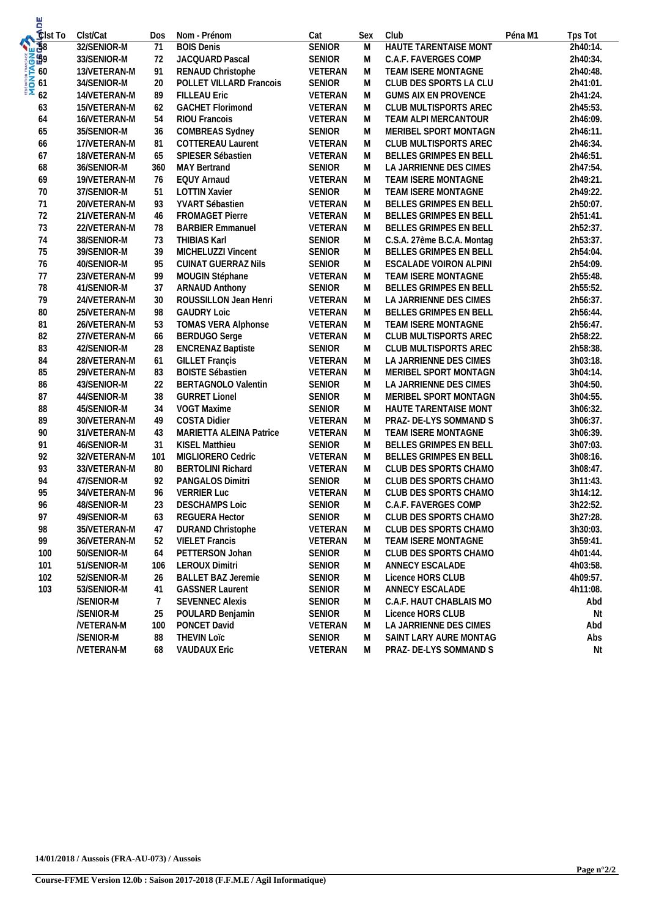| Clst To | Clst/Cat | Dos | Nom - Prénom | Cat | Sex | Club | Péna M1 | Tps Tot |
|---|---|---|---|---|---|---|---|---|
| 58 | 32/SENIOR-M | 71 | BOIS Denis | SENIOR | M | HAUTE TARENTAISE MONT | | 2h40:14. |
| 59 | 33/SENIOR-M | 72 | JACQUARD Pascal | SENIOR | M | C.A.F. FAVERGES COMP | | 2h40:34. |
| 60 | 13/VETERAN-M | 91 | RENAUD Christophe | VETERAN | M | TEAM ISERE MONTAGNE | | 2h40:48. |
| 61 | 34/SENIOR-M | 20 | POLLET VILLARD Francois | SENIOR | M | CLUB DES SPORTS LA CLU | | 2h41:01. |
| 62 | 14/VETERAN-M | 89 | FILLEAU Eric | VETERAN | M | GUMS AIX EN PROVENCE | | 2h41:24. |
| 63 | 15/VETERAN-M | 62 | GACHET Florimond | VETERAN | M | CLUB MULTISPORTS AREC | | 2h45:53. |
| 64 | 16/VETERAN-M | 54 | RIOU Francois | VETERAN | M | TEAM ALPI MERCANTOUR | | 2h46:09. |
| 65 | 35/SENIOR-M | 36 | COMBREAS Sydney | SENIOR | M | MERIBEL SPORT MONTAGN | | 2h46:11. |
| 66 | 17/VETERAN-M | 81 | COTTEREAU Laurent | VETERAN | M | CLUB MULTISPORTS AREC | | 2h46:34. |
| 67 | 18/VETERAN-M | 65 | SPIESER Sébastien | VETERAN | M | BELLES GRIMPES EN BELL | | 2h46:51. |
| 68 | 36/SENIOR-M | 360 | MAY Bertrand | SENIOR | M | LA JARRIENNE DES CIMES | | 2h47:54. |
| 69 | 19/VETERAN-M | 76 | EQUY Arnaud | VETERAN | M | TEAM ISERE MONTAGNE | | 2h49:21. |
| 70 | 37/SENIOR-M | 51 | LOTTIN Xavier | SENIOR | M | TEAM ISERE MONTAGNE | | 2h49:22. |
| 71 | 20/VETERAN-M | 93 | YVART Sébastien | VETERAN | M | BELLES GRIMPES EN BELL | | 2h50:07. |
| 72 | 21/VETERAN-M | 46 | FROMAGET Pierre | VETERAN | M | BELLES GRIMPES EN BELL | | 2h51:41. |
| 73 | 22/VETERAN-M | 78 | BARBIER Emmanuel | VETERAN | M | BELLES GRIMPES EN BELL | | 2h52:37. |
| 74 | 38/SENIOR-M | 73 | THIBIAS Karl | SENIOR | M | C.S.A. 27ème B.C.A. Montag | | 2h53:37. |
| 75 | 39/SENIOR-M | 39 | MICHELUZZI Vincent | SENIOR | M | BELLES GRIMPES EN BELL | | 2h54:04. |
| 76 | 40/SENIOR-M | 95 | CUINAT GUERRAZ Nils | SENIOR | M | ESCALADE VOIRON ALPINI | | 2h54:09. |
| 77 | 23/VETERAN-M | 99 | MOUGIN Stéphane | VETERAN | M | TEAM ISERE MONTAGNE | | 2h55:48. |
| 78 | 41/SENIOR-M | 37 | ARNAUD Anthony | SENIOR | M | BELLES GRIMPES EN BELL | | 2h55:52. |
| 79 | 24/VETERAN-M | 30 | ROUSSILLON Jean Henri | VETERAN | M | LA JARRIENNE DES CIMES | | 2h56:37. |
| 80 | 25/VETERAN-M | 98 | GAUDRY Loic | VETERAN | M | BELLES GRIMPES EN BELL | | 2h56:44. |
| 81 | 26/VETERAN-M | 53 | TOMAS VERA Alphonse | VETERAN | M | TEAM ISERE MONTAGNE | | 2h56:47. |
| 82 | 27/VETERAN-M | 66 | BERDUGO Serge | VETERAN | M | CLUB MULTISPORTS AREC | | 2h58:22. |
| 83 | 42/SENIOR-M | 28 | ENCRENAZ Baptiste | SENIOR | M | CLUB MULTISPORTS AREC | | 2h58:38. |
| 84 | 28/VETERAN-M | 61 | GILLET Françis | VETERAN | M | LA JARRIENNE DES CIMES | | 3h03:18. |
| 85 | 29/VETERAN-M | 83 | BOISTE Sébastien | VETERAN | M | MERIBEL SPORT MONTAGN | | 3h04:14. |
| 86 | 43/SENIOR-M | 22 | BERTAGNOLO Valentin | SENIOR | M | LA JARRIENNE DES CIMES | | 3h04:50. |
| 87 | 44/SENIOR-M | 38 | GURRET Lionel | SENIOR | M | MERIBEL SPORT MONTAGN | | 3h04:55. |
| 88 | 45/SENIOR-M | 34 | VOGT Maxime | SENIOR | M | HAUTE TARENTAISE MONT | | 3h06:32. |
| 89 | 30/VETERAN-M | 49 | COSTA Didier | VETERAN | M | PRAZ- DE-LYS SOMMAND S | | 3h06:37. |
| 90 | 31/VETERAN-M | 43 | MARIETTA ALEINA Patrice | VETERAN | M | TEAM ISERE MONTAGNE | | 3h06:39. |
| 91 | 46/SENIOR-M | 31 | KISEL Matthieu | SENIOR | M | BELLES GRIMPES EN BELL | | 3h07:03. |
| 92 | 32/VETERAN-M | 101 | MIGLIORERO Cedric | VETERAN | M | BELLES GRIMPES EN BELL | | 3h08:16. |
| 93 | 33/VETERAN-M | 80 | BERTOLINI Richard | VETERAN | M | CLUB DES SPORTS CHAMO | | 3h08:47. |
| 94 | 47/SENIOR-M | 92 | PANGALOS Dimitri | SENIOR | M | CLUB DES SPORTS CHAMO | | 3h11:43. |
| 95 | 34/VETERAN-M | 96 | VERRIER Luc | VETERAN | M | CLUB DES SPORTS CHAMO | | 3h14:12. |
| 96 | 48/SENIOR-M | 23 | DESCHAMPS Loic | SENIOR | M | C.A.F. FAVERGES COMP | | 3h22:52. |
| 97 | 49/SENIOR-M | 63 | REGUERA Hector | SENIOR | M | CLUB DES SPORTS CHAMO | | 3h27:28. |
| 98 | 35/VETERAN-M | 47 | DURAND Christophe | VETERAN | M | CLUB DES SPORTS CHAMO | | 3h30:03. |
| 99 | 36/VETERAN-M | 52 | VIELET Francis | VETERAN | M | TEAM ISERE MONTAGNE | | 3h59:41. |
| 100 | 50/SENIOR-M | 64 | PETTERSON Johan | SENIOR | M | CLUB DES SPORTS CHAMO | | 4h01:44. |
| 101 | 51/SENIOR-M | 106 | LEROUX Dimitri | SENIOR | M | ANNECY ESCALADE | | 4h03:58. |
| 102 | 52/SENIOR-M | 26 | BALLET BAZ Jeremie | SENIOR | M | Licence HORS CLUB | | 4h09:57. |
| 103 | 53/SENIOR-M | 41 | GASSNER Laurent | SENIOR | M | ANNECY ESCALADE | | 4h11:08. |
| | /SENIOR-M | 7 | SEVENNEC Alexis | SENIOR | M | C.A.F. HAUT CHABLAIS MO | | Abd |
| | /SENIOR-M | 25 | POULARD Benjamin | SENIOR | M | Licence HORS CLUB | | Nt |
| | /VETERAN-M | 100 | PONCET David | VETERAN | M | LA JARRIENNE DES CIMES | | Abd |
| | /SENIOR-M | 88 | THEVIN Loïc | SENIOR | M | SAINT LARY AURE MONTAG | | Abs |
| | /VETERAN-M | 68 | VAUDAUX Eric | VETERAN | M | PRAZ- DE-LYS SOMMAND S | | Nt |

**14/01/2018 / Aussois (FRA-AU-073) / Aussois**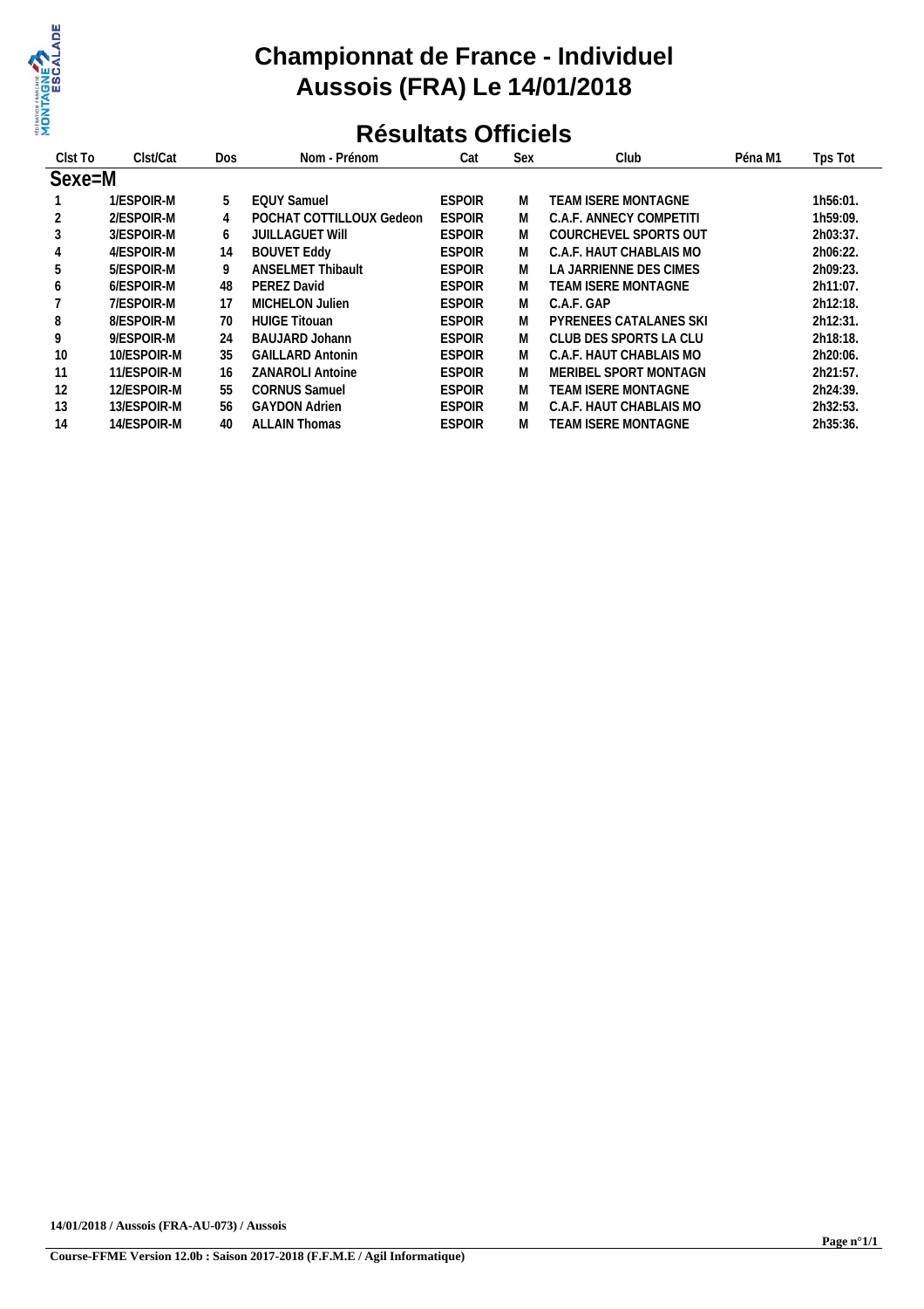# Championnat de France - Individuel
# Aussois (FRA) Le 14/01/2018

## Résultats Officiels

| Clst To | Clst/Cat | Dos | Nom - Prénom | Cat | Sex | Club | Péna M1 | Tps Tot |
|---|---|---|---|---|---|---|---|---|
| **Sexe=M** | | | | | | | | |
| 1 | 1/ESPOIR-M | 5 | EQUY Samuel | ESPOIR | M | TEAM ISERE MONTAGNE | | 1h56:01. |
| 2 | 2/ESPOIR-M | 4 | POCHAT COTTILLOUX Gedeon | ESPOIR | M | C.A.F. ANNECY COMPETITI | | 1h59:09. |
| 3 | 3/ESPOIR-M | 6 | JUILLAGUET Will | ESPOIR | M | COURCHEVEL SPORTS OUT | | 2h03:37. |
| 4 | 4/ESPOIR-M | 14 | BOUVET Eddy | ESPOIR | M | C.A.F. HAUT CHABLAIS MO | | 2h06:22. |
| 5 | 5/ESPOIR-M | 9 | ANSELMET Thibault | ESPOIR | M | LA JARRIENNE DES CIMES | | 2h09:23. |
| 6 | 6/ESPOIR-M | 48 | PEREZ David | ESPOIR | M | TEAM ISERE MONTAGNE | | 2h11:07. |
| 7 | 7/ESPOIR-M | 17 | MICHELON Julien | ESPOIR | M | C.A.F. GAP | | 2h12:18. |
| 8 | 8/ESPOIR-M | 70 | HUIGE Titouan | ESPOIR | M | PYRENEES CATALANES SKI | | 2h12:31. |
| 9 | 9/ESPOIR-M | 24 | BAUJARD Johann | ESPOIR | M | CLUB DES SPORTS LA CLU | | 2h18:18. |
| 10 | 10/ESPOIR-M | 35 | GAILLARD Antonin | ESPOIR | M | C.A.F. HAUT CHABLAIS MO | | 2h20:06. |
| 11 | 11/ESPOIR-M | 16 | ZANAROLI Antoine | ESPOIR | M | MERIBEL SPORT MONTAGN | | 2h21:57. |
| 12 | 12/ESPOIR-M | 55 | CORNUS Samuel | ESPOIR | M | TEAM ISERE MONTAGNE | | 2h24:39. |
| 13 | 13/ESPOIR-M | 56 | GAYDON Adrien | ESPOIR | M | C.A.F. HAUT CHABLAIS MO | | 2h32:53. |
| 14 | 14/ESPOIR-M | 40 | ALLAIN Thomas | ESPOIR | M | TEAM ISERE MONTAGNE | | 2h35:36. |

**14/01/2018 / Aussois (FRA-AU-073) / Aussois**

**Course-FFME Version 12.0b : Saison 2017-2018 (F.F.M.E / Agil Informatique)**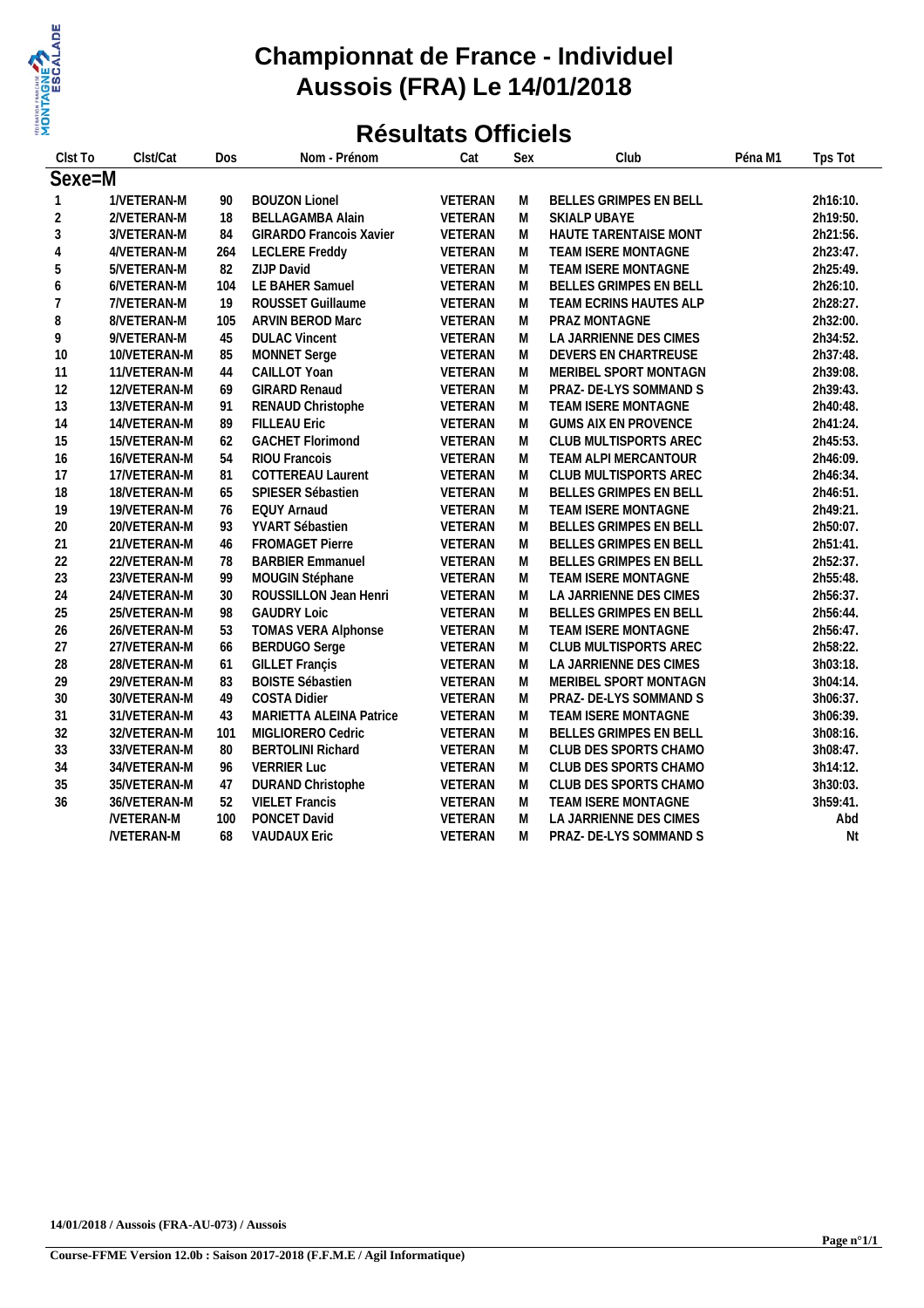# Championnat de France - Individuel
# Aussois (FRA) Le 14/01/2018

## Résultats Officiels

| Clst To | Clst/Cat | Dos | Nom - Prénom | Cat | Sex | Club | Péna M1 | Tps Tot |
|---|---|---|---|---|---|---|---|---|
| **Sexe=M** | | | | | | | | |
| 1 | 1/VETERAN-M | 90 | BOUZON Lionel | VETERAN | M | BELLES GRIMPES EN BELL | | 2h16:10. |
| 2 | 2/VETERAN-M | 18 | BELLAGAMBA Alain | VETERAN | M | SKIALP UBAYE | | 2h19:50. |
| 3 | 3/VETERAN-M | 84 | GIRARDO Francois Xavier | VETERAN | M | HAUTE TARENTAISE MONT | | 2h21:56. |
| 4 | 4/VETERAN-M | 264 | LECLERE Freddy | VETERAN | M | TEAM ISERE MONTAGNE | | 2h23:47. |
| 5 | 5/VETERAN-M | 82 | ZIJP David | VETERAN | M | TEAM ISERE MONTAGNE | | 2h25:49. |
| 6 | 6/VETERAN-M | 104 | LE BAHER Samuel | VETERAN | M | BELLES GRIMPES EN BELL | | 2h26:10. |
| 7 | 7/VETERAN-M | 19 | ROUSSET Guillaume | VETERAN | M | TEAM ECRINS HAUTES ALP | | 2h28:27. |
| 8 | 8/VETERAN-M | 105 | ARVIN BEROD Marc | VETERAN | M | PRAZ MONTAGNE | | 2h32:00. |
| 9 | 9/VETERAN-M | 45 | DULAC Vincent | VETERAN | M | LA JARRIENNE DES CIMES | | 2h34:52. |
| 10 | 10/VETERAN-M | 85 | MONNET Serge | VETERAN | M | DEVERS EN CHARTREUSE | | 2h37:48. |
| 11 | 11/VETERAN-M | 44 | CAILLOT Yoan | VETERAN | M | MERIBEL SPORT MONTAGN | | 2h39:08. |
| 12 | 12/VETERAN-M | 69 | GIRARD Renaud | VETERAN | M | PRAZ- DE-LYS SOMMAND S | | 2h39:43. |
| 13 | 13/VETERAN-M | 91 | RENAUD Christophe | VETERAN | M | TEAM ISERE MONTAGNE | | 2h40:48. |
| 14 | 14/VETERAN-M | 89 | FILLEAU Eric | VETERAN | M | GUMS AIX EN PROVENCE | | 2h41:24. |
| 15 | 15/VETERAN-M | 62 | GACHET Florimond | VETERAN | M | CLUB MULTISPORTS AREC | | 2h45:53. |
| 16 | 16/VETERAN-M | 54 | RIOU Francois | VETERAN | M | TEAM ALPI MERCANTOUR | | 2h46:09. |
| 17 | 17/VETERAN-M | 81 | COTTEREAU Laurent | VETERAN | M | CLUB MULTISPORTS AREC | | 2h46:34. |
| 18 | 18/VETERAN-M | 65 | SPIESER Sébastien | VETERAN | M | BELLES GRIMPES EN BELL | | 2h46:51. |
| 19 | 19/VETERAN-M | 76 | EQUY Arnaud | VETERAN | M | TEAM ISERE MONTAGNE | | 2h49:21. |
| 20 | 20/VETERAN-M | 93 | YVART Sébastien | VETERAN | M | BELLES GRIMPES EN BELL | | 2h50:07. |
| 21 | 21/VETERAN-M | 46 | FROMAGET Pierre | VETERAN | M | BELLES GRIMPES EN BELL | | 2h51:41. |
| 22 | 22/VETERAN-M | 78 | BARBIER Emmanuel | VETERAN | M | BELLES GRIMPES EN BELL | | 2h52:37. |
| 23 | 23/VETERAN-M | 99 | MOUGIN Stéphane | VETERAN | M | TEAM ISERE MONTAGNE | | 2h55:48. |
| 24 | 24/VETERAN-M | 30 | ROUSSILLON Jean Henri | VETERAN | M | LA JARRIENNE DES CIMES | | 2h56:37. |
| 25 | 25/VETERAN-M | 98 | GAUDRY Loic | VETERAN | M | BELLES GRIMPES EN BELL | | 2h56:44. |
| 26 | 26/VETERAN-M | 53 | TOMAS VERA Alphonse | VETERAN | M | TEAM ISERE MONTAGNE | | 2h56:47. |
| 27 | 27/VETERAN-M | 66 | BERDUGO Serge | VETERAN | M | CLUB MULTISPORTS AREC | | 2h58:22. |
| 28 | 28/VETERAN-M | 61 | GILLET Françis | VETERAN | M | LA JARRIENNE DES CIMES | | 3h03:18. |
| 29 | 29/VETERAN-M | 83 | BOISTE Sébastien | VETERAN | M | MERIBEL SPORT MONTAGN | | 3h04:14. |
| 30 | 30/VETERAN-M | 49 | COSTA Didier | VETERAN | M | PRAZ- DE-LYS SOMMAND S | | 3h06:37. |
| 31 | 31/VETERAN-M | 43 | MARIETTA ALEINA Patrice | VETERAN | M | TEAM ISERE MONTAGNE | | 3h06:39. |
| 32 | 32/VETERAN-M | 101 | MIGLIORERO Cedric | VETERAN | M | BELLES GRIMPES EN BELL | | 3h08:16. |
| 33 | 33/VETERAN-M | 80 | BERTOLINI Richard | VETERAN | M | CLUB DES SPORTS CHAMO | | 3h08:47. |
| 34 | 34/VETERAN-M | 96 | VERRIER Luc | VETERAN | M | CLUB DES SPORTS CHAMO | | 3h14:12. |
| 35 | 35/VETERAN-M | 47 | DURAND Christophe | VETERAN | M | CLUB DES SPORTS CHAMO | | 3h30:03. |
| 36 | 36/VETERAN-M | 52 | VIELET Francis | VETERAN | M | TEAM ISERE MONTAGNE | | 3h59:41. |
| | /VETERAN-M | 100 | PONCET David | VETERAN | M | LA JARRIENNE DES CIMES | | Abd |
| | /VETERAN-M | 68 | VAUDAUX Eric | VETERAN | M | PRAZ- DE-LYS SOMMAND S | | Nt |

14/01/2018 / Aussois (FRA-AU-073) / Aussois

Course-FFME Version 12.0b : Saison 2017-2018 (F.F.M.E / Agil Informatique)